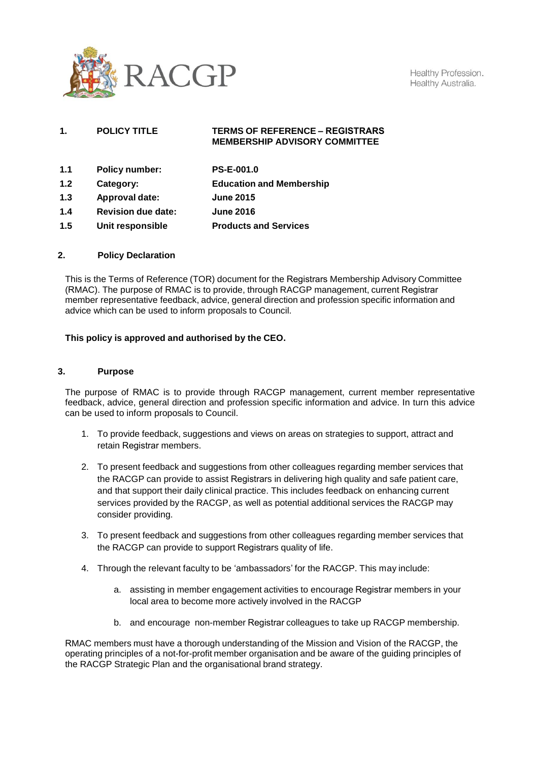RACGP

Healthy Profession.
Healthy Australia.

## 1. POLICY TITLE — TERMS OF REFERENCE – REGISTRARS MEMBERSHIP ADVISORY COMMITTEE

| | | |
|---|---|---|
| 1.1 | **Policy number:** | **PS-E-001.0** |
| 1.2 | **Category:** | **Education and Membership** |
| 1.3 | **Approval date:** | **June 2015** |
| 1.4 | **Revision due date:** | **June 2016** |
| 1.5 | **Unit responsible** | **Products and Services** |

## 2. Policy Declaration

This is the Terms of Reference (TOR) document for the Registrars Membership Advisory Committee (RMAC). The purpose of RMAC is to provide, through RACGP management, current Registrar member representative feedback, advice, general direction and profession specific information and advice which can be used to inform proposals to Council.

**This policy is approved and authorised by the CEO.**

## 3. Purpose

The purpose of RMAC is to provide through RACGP management, current member representative feedback, advice, general direction and profession specific information and advice. In turn this advice can be used to inform proposals to Council.

1. To provide feedback, suggestions and views on areas on strategies to support, attract and retain Registrar members.
2. To present feedback and suggestions from other colleagues regarding member services that the RACGP can provide to assist Registrars in delivering high quality and safe patient care, and that support their daily clinical practice. This includes feedback on enhancing current services provided by the RACGP, as well as potential additional services the RACGP may consider providing.
3. To present feedback and suggestions from other colleagues regarding member services that the RACGP can provide to support Registrars quality of life.
4. Through the relevant faculty to be 'ambassadors' for the RACGP. This may include:
    a. assisting in member engagement activities to encourage Registrar members in your local area to become more actively involved in the RACGP
    b. and encourage non-member Registrar colleagues to take up RACGP membership.

RMAC members must have a thorough understanding of the Mission and Vision of the RACGP, the operating principles of a not-for-profit member organisation and be aware of the guiding principles of the RACGP Strategic Plan and the organisational brand strategy.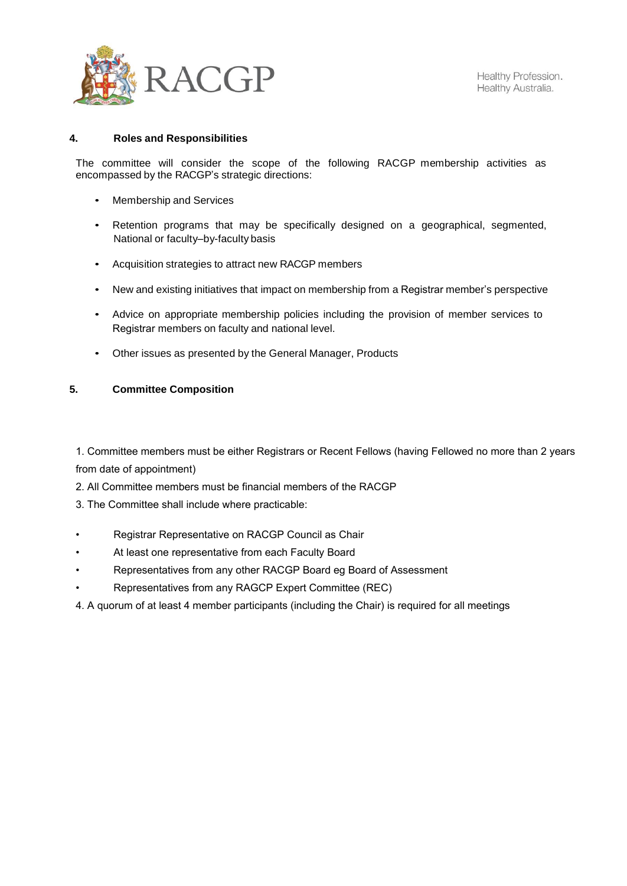## 4. Roles and Responsibilities

The committee will consider the scope of the following RACGP membership activities as encompassed by the RACGP's strategic directions:

- Membership and Services
- Retention programs that may be specifically designed on a geographical, segmented, National or faculty–by-faculty basis
- Acquisition strategies to attract new RACGP members
- New and existing initiatives that impact on membership from a Registrar member's perspective
- Advice on appropriate membership policies including the provision of member services to Registrar members on faculty and national level.
- Other issues as presented by the General Manager, Products

## 5. Committee Composition

1. Committee members must be either Registrars or Recent Fellows (having Fellowed no more than 2 years from date of appointment)
2. All Committee members must be financial members of the RACGP
3. The Committee shall include where practicable:

- Registrar Representative on RACGP Council as Chair
- At least one representative from each Faculty Board
- Representatives from any other RACGP Board eg Board of Assessment
- Representatives from any RAGCP Expert Committee (REC)

4. A quorum of at least 4 member participants (including the Chair) is required for all meetings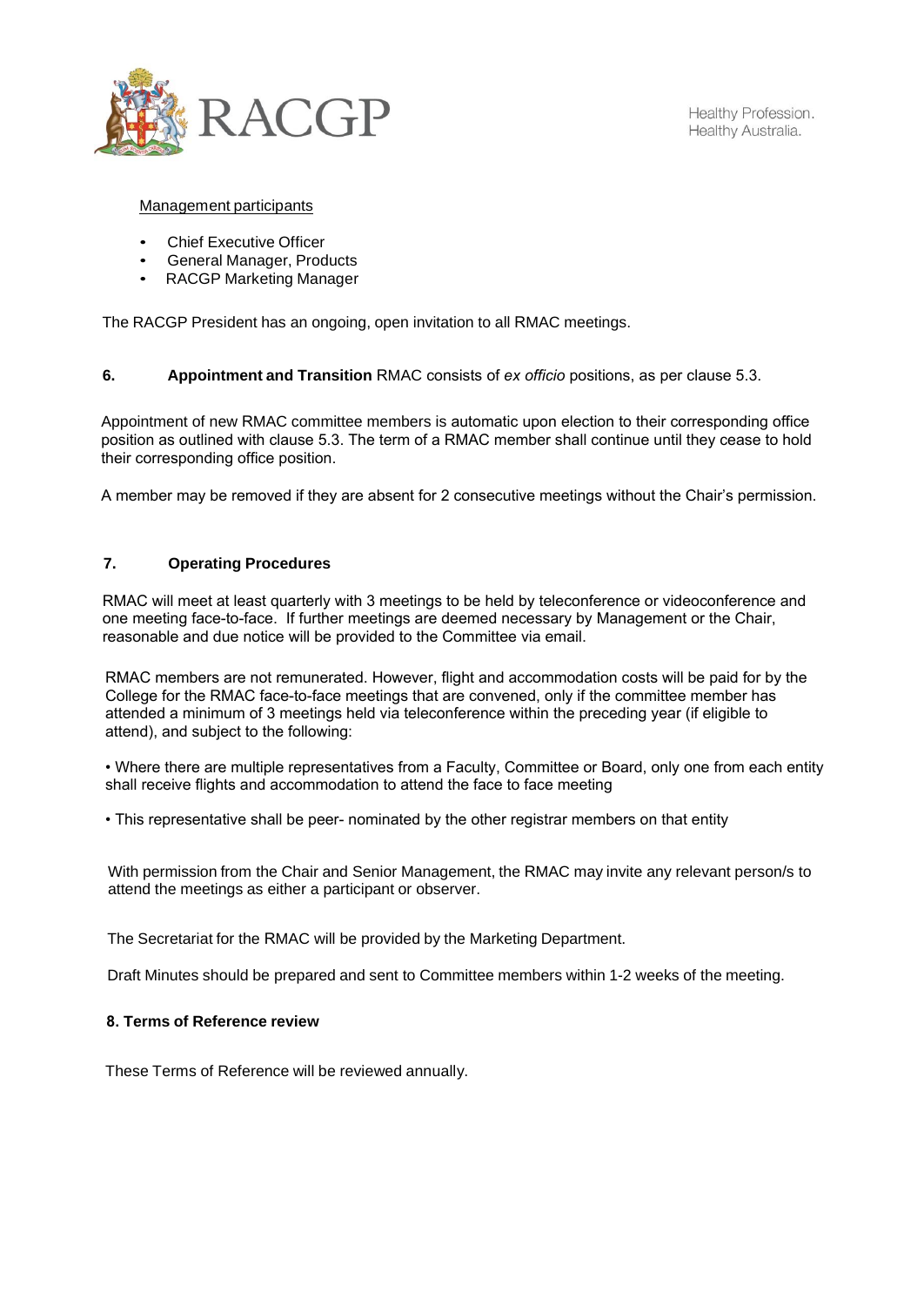Management participants

- Chief Executive Officer
- General Manager, Products
- RACGP Marketing Manager

The RACGP President has an ongoing, open invitation to all RMAC meetings.

**6. Appointment and Transition** RMAC consists of *ex officio* positions, as per clause 5.3.

Appointment of new RMAC committee members is automatic upon election to their corresponding office position as outlined with clause 5.3. The term of a RMAC member shall continue until they cease to hold their corresponding office position.

A member may be removed if they are absent for 2 consecutive meetings without the Chair's permission.

## 7. Operating Procedures

RMAC will meet at least quarterly with 3 meetings to be held by teleconference or videoconference and one meeting face-to-face. If further meetings are deemed necessary by Management or the Chair, reasonable and due notice will be provided to the Committee via email.

RMAC members are not remunerated. However, flight and accommodation costs will be paid for by the College for the RMAC face-to-face meetings that are convened, only if the committee member has attended a minimum of 3 meetings held via teleconference within the preceding year (if eligible to attend), and subject to the following:

- Where there are multiple representatives from a Faculty, Committee or Board, only one from each entity shall receive flights and accommodation to attend the face to face meeting
- This representative shall be peer- nominated by the other registrar members on that entity

With permission from the Chair and Senior Management, the RMAC may invite any relevant person/s to attend the meetings as either a participant or observer.

The Secretariat for the RMAC will be provided by the Marketing Department.

Draft Minutes should be prepared and sent to Committee members within 1-2 weeks of the meeting.

## 8. Terms of Reference review

These Terms of Reference will be reviewed annually.